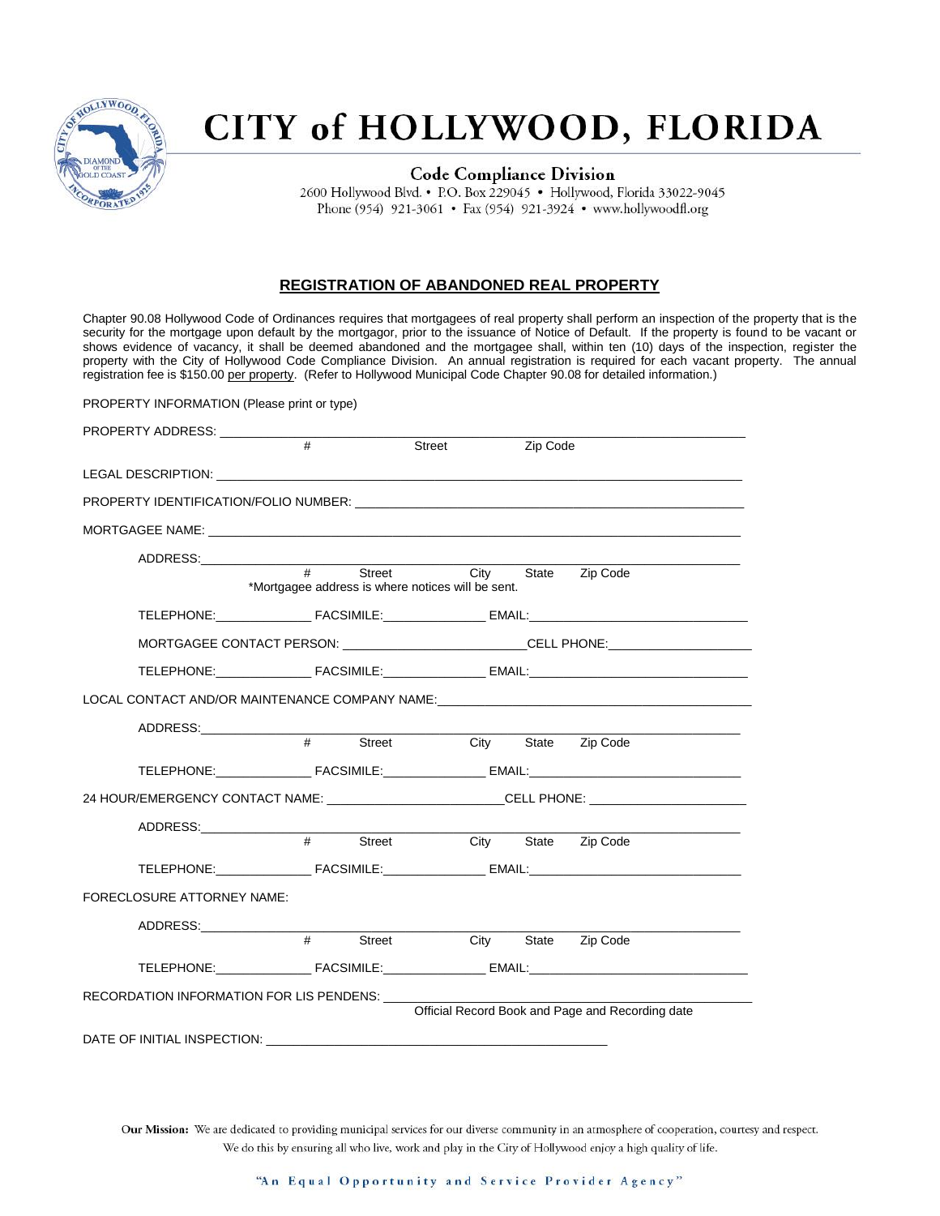# CITY of HOLLYWOOD, FLORIDA

**Code Compliance Division**

2600 Hollywood Blvd. • P.O. Box 229045 • Hollywood, Florida 33022-9045
Phone (954) 921-3061 • Fax (954) 921-3924 • www.hollywoodfl.org

## REGISTRATION OF ABANDONED REAL PROPERTY

Chapter 90.08 Hollywood Code of Ordinances requires that mortgagees of real property shall perform an inspection of the property that is the security for the mortgage upon default by the mortgagor, prior to the issuance of Notice of Default. If the property is found to be vacant or shows evidence of vacancy, it shall be deemed abandoned and the mortgagee shall, within ten (10) days of the inspection, register the property with the City of Hollywood Code Compliance Division. An annual registration is required for each vacant property. The annual registration fee is $150.00 per property. (Refer to Hollywood Municipal Code Chapter 90.08 for detailed information.)

PROPERTY INFORMATION (Please print or type)

PROPERTY ADDRESS: ______________________________________________
# Street Zip Code

LEGAL DESCRIPTION: ______________________________________________

PROPERTY IDENTIFICATION/FOLIO NUMBER: ______________________________

MORTGAGEE NAME: ______________________________________________

ADDRESS: ______________________________________________
# Street City State Zip Code
*Mortgagee address is where notices will be sent.

TELEPHONE: ____________ FACSIMILE: ____________ EMAIL: ____________________

MORTGAGEE CONTACT PERSON: ____________________ CELL PHONE: ________________

TELEPHONE: ____________ FACSIMILE: ____________ EMAIL: ____________________

LOCAL CONTACT AND/OR MAINTENANCE COMPANY NAME: ______________________________

ADDRESS: ______________________________________________
# Street City State Zip Code

TELEPHONE: ____________ FACSIMILE: ____________ EMAIL: ____________________

24 HOUR/EMERGENCY CONTACT NAME: ____________________ CELL PHONE: ________________

ADDRESS: ______________________________________________
# Street City State Zip Code

TELEPHONE: ____________ FACSIMILE: ____________ EMAIL: ____________________

FORECLOSURE ATTORNEY NAME:

ADDRESS: ______________________________________________
# Street City State Zip Code

TELEPHONE: ____________ FACSIMILE: ____________ EMAIL: ____________________

RECORDATION INFORMATION FOR LIS PENDENS: ______________________________
Official Record Book and Page and Recording date

DATE OF INITIAL INSPECTION: ______________________________

**Our Mission:** We are dedicated to providing municipal services for our diverse community in an atmosphere of cooperation, courtesy and respect. We do this by ensuring all who live, work and play in the City of Hollywood enjoy a high quality of life.

"An Equal Opportunity and Service Provider Agency"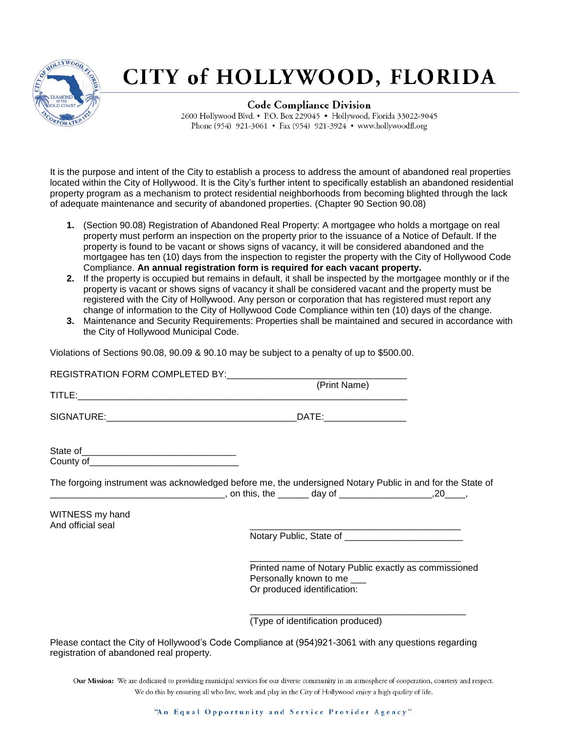# CITY of HOLLYWOOD, FLORIDA

**Code Compliance Division**

2600 Hollywood Blvd. • P.O. Box 229045 • Hollywood, Florida 33022-9045
Phone (954) 921-3061 • Fax (954) 921-3924 • www.hollywoodfl.org

It is the purpose and intent of the City to establish a process to address the amount of abandoned real properties located within the City of Hollywood. It is the City's further intent to specifically establish an abandoned residential property program as a mechanism to protect residential neighborhoods from becoming blighted through the lack of adequate maintenance and security of abandoned properties. (Chapter 90 Section 90.08)

1. (Section 90.08) Registration of Abandoned Real Property: A mortgagee who holds a mortgage on real property must perform an inspection on the property prior to the issuance of a Notice of Default. If the property is found to be vacant or shows signs of vacancy, it will be considered abandoned and the mortgagee has ten (10) days from the inspection to register the property with the City of Hollywood Code Compliance. **An annual registration form is required for each vacant property.**
2. If the property is occupied but remains in default, it shall be inspected by the mortgagee monthly or if the property is vacant or shows signs of vacancy it shall be considered vacant and the property must be registered with the City of Hollywood. Any person or corporation that has registered must report any change of information to the City of Hollywood Code Compliance within ten (10) days of the change.
3. Maintenance and Security Requirements: Properties shall be maintained and secured in accordance with the City of Hollywood Municipal Code.

Violations of Sections 90.08, 90.09 & 90.10 may be subject to a penalty of up to $500.00.

REGISTRATION FORM COMPLETED BY:___________________________________
(Print Name)

TITLE:___________________________________________________________________

SIGNATURE:____________________________________DATE:________________

State of______________________________
County of_____________________________

The forgoing instrument was acknowledged before me, the undersigned Notary Public in and for the State of _________________________________, on this, the ______ day of __________________,20____,

WITNESS my hand
And official seal

___________________________________________
Notary Public, State of _______________________

___________________________________________
Printed name of Notary Public exactly as commissioned
Personally known to me ___
Or produced identification:

___________________________________________
(Type of identification produced)

Please contact the City of Hollywood's Code Compliance at (954)921-3061 with any questions regarding registration of abandoned real property.

**Our Mission:** We are dedicated to providing municipal services for our diverse community in an atmosphere of cooperation, courtesy and respect. We do this by ensuring all who live, work and play in the City of Hollywood enjoy a high quality of life.

"An Equal Opportunity and Service Provider Agency"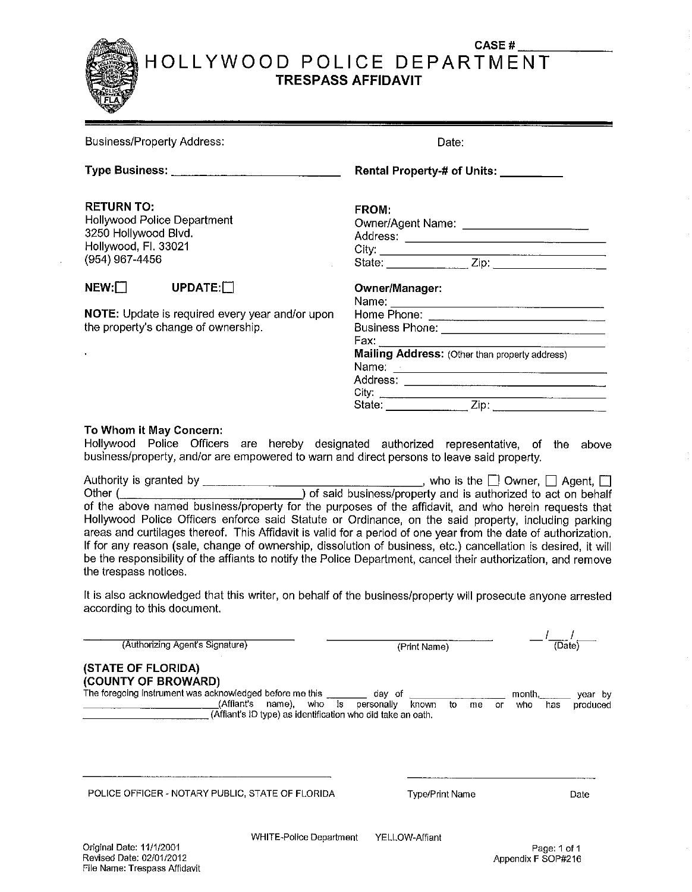CASE # ____________

# HOLLYWOOD POLICE DEPARTMENT

## TRESPASS AFFIDAVIT

Business/Property Address:

Date:

**Type Business:** ______________________

**Rental Property-# of Units:** __________

**RETURN TO:**
Hollywood Police Department
3250 Hollywood Blvd.
Hollywood, Fl. 33021
(954) 967-4456

**FROM:**
Owner/Agent Name: ____________________
Address: ____________________
City: ____________________
State: __________ Zip: __________

**NEW:** ☐ **UPDATE:** ☐

**NOTE:** Update is required every year and/or upon the property's change of ownership.

**Owner/Manager:**
Name: ____________________
Home Phone: ____________________
Business Phone: ____________________
Fax: ____________________
**Mailing Address:** (Other than property address)
Name: ____________________
Address: ____________________
City: ____________________
State: __________ Zip: __________

**To Whom it May Concern:**
Hollywood Police Officers are hereby designated authorized representative, of the above business/property, and/or are empowered to warn and direct persons to leave said property.

Authority is granted by ______________________________, who is the ☐ Owner, ☐ Agent, ☐ Other (______________________) of said business/property and is authorized to act on behalf of the above named business/property for the purposes of the affidavit, and who herein requests that Hollywood Police Officers enforce said Statute or Ordinance, on the said property, including parking areas and curtilages thereof. This Affidavit is valid for a period of one year from the date of authorization. If for any reason (sale, change of ownership, dissolution of business, etc.) cancellation is desired, it will be the responsibility of the affiants to notify the Police Department, cancel their authorization, and remove the trespass notices.

It is also acknowledged that this writer, on behalf of the business/property will prosecute anyone arrested according to this document.

______________________ (Authorizing Agent's Signature)    ______________________ (Print Name)    ___/___/___ (Date)

**(STATE OF FLORIDA)**
**(COUNTY OF BROWARD)**

The foregoing instrument was acknowledged before me this _______ day of _______________ month, ______ year by ______________________(Affiant's name), who is personally known to me or who has produced ______________________ (Affiant's ID type) as identification who did take an oath.

______________________ POLICE OFFICER - NOTARY PUBLIC, STATE OF FLORIDA    ______________________ Type/Print Name    Date

WHITE-Police Department    YELLOW-Affiant

Original Date: 11/1/2001
Revised Date: 02/01/2012
File Name: Trespass Affidavit

Appendix F SOP#216